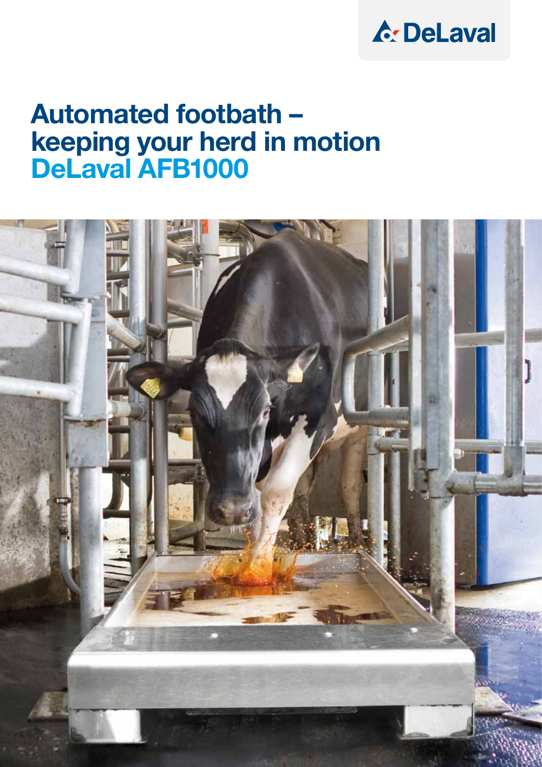DeLaval

# Automated footbath – keeping your herd in motion
## DeLaval AFB1000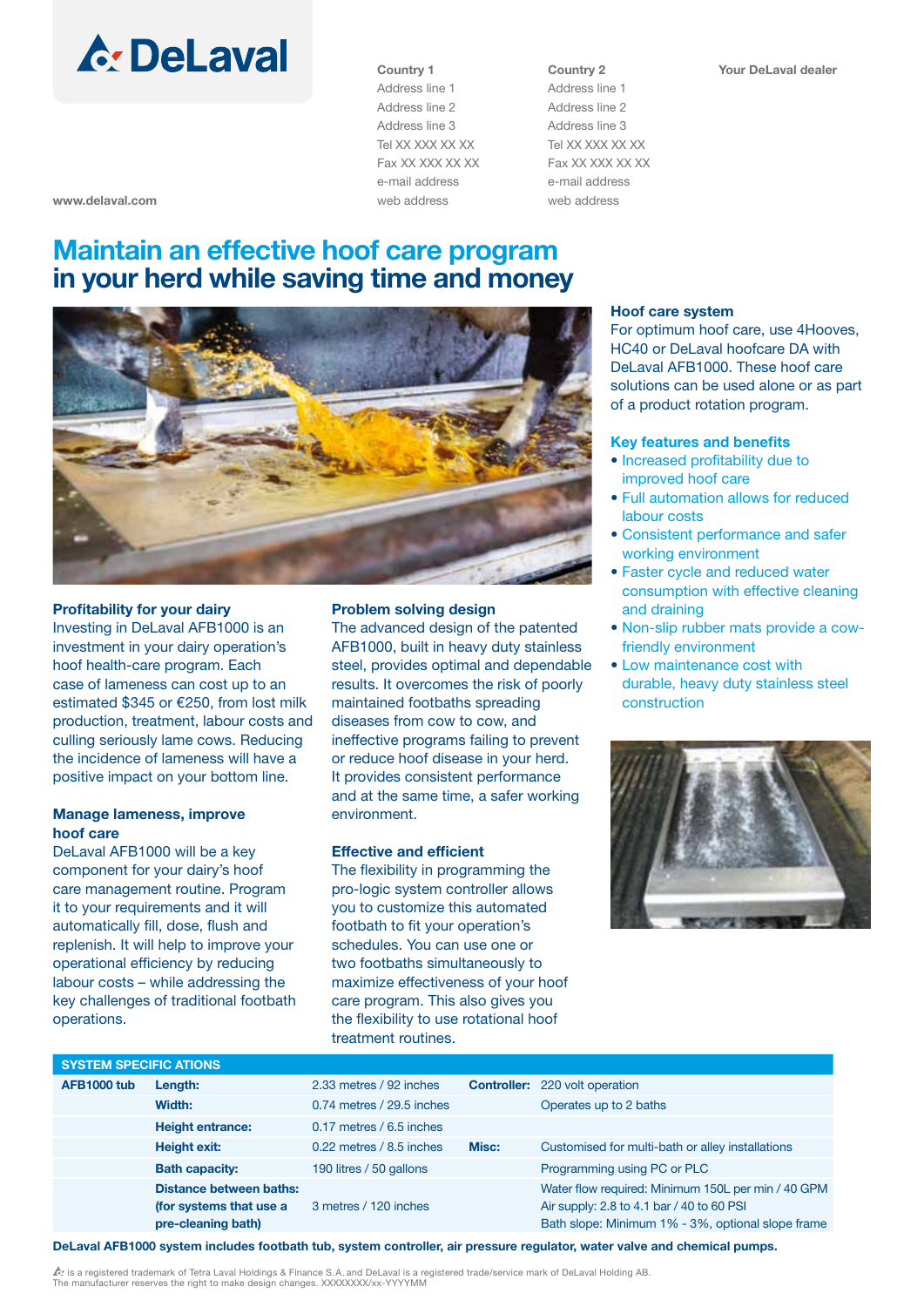DeLaval

| Country 1 | Country 2 | Your DeLaval dealer |
|---|---|---|
| Address line 1 | Address line 1 | |
| Address line 2 | Address line 2 | |
| Address line 3 | Address line 3 | |
| Tel XX XXX XX XX | Tel XX XXX XX XX | |
| Fax XX XXX XX XX | Fax XX XXX XX XX | |
| e-mail address | e-mail address | |
| web address | web address | |

www.delaval.com

# Maintain an effective hoof care program in your herd while saving time and money

### Profitability for your dairy

Investing in DeLaval AFB1000 is an investment in your dairy operation's hoof health-care program. Each case of lameness can cost up to an estimated $345 or €250, from lost milk production, treatment, labour costs and culling seriously lame cows. Reducing the incidence of lameness will have a positive impact on your bottom line.

### Manage lameness, improve hoof care

DeLaval AFB1000 will be a key component for your dairy's hoof care management routine. Program it to your requirements and it will automatically fill, dose, flush and replenish. It will help to improve your operational efficiency by reducing labour costs – while addressing the key challenges of traditional footbath operations.

### Problem solving design

The advanced design of the patented AFB1000, built in heavy duty stainless steel, provides optimal and dependable results. It overcomes the risk of poorly maintained footbaths spreading diseases from cow to cow, and ineffective programs failing to prevent or reduce hoof disease in your herd. It provides consistent performance and at the same time, a safer working environment.

### Effective and efficient

The flexibility in programming the pro-logic system controller allows you to customize this automated footbath to fit your operation's schedules. You can use one or two footbaths simultaneously to maximize effectiveness of your hoof care program. This also gives you the flexibility to use rotational hoof treatment routines.

### Hoof care system

For optimum hoof care, use 4Hooves, HC40 or DeLaval hoofcare DA with DeLaval AFB1000. These hoof care solutions can be used alone or as part of a product rotation program.

### Key features and benefits

- Increased profitability due to improved hoof care
- Full automation allows for reduced labour costs
- Consistent performance and safer working environment
- Faster cycle and reduced water consumption with effective cleaning and draining
- Non-slip rubber mats provide a cow-friendly environment
- Low maintenance cost with durable, heavy duty stainless steel construction

| SYSTEM SPECIFIC ATIONS | | | | |
|---|---|---|---|---|
| AFB1000 tub | **Length:** | 2.33 metres / 92 inches | **Controller:** | 220 volt operation |
| | **Width:** | 0.74 metres / 29.5 inches | | Operates up to 2 baths |
| | **Height entrance:** | 0.17 metres / 6.5 inches | | |
| | **Height exit:** | 0.22 metres / 8.5 inches | **Misc:** | Customised for multi-bath or alley installations |
| | **Bath capacity:** | 190 litres / 50 gallons | | Programming using PC or PLC |
| | **Distance between baths: (for systems that use a pre-cleaning bath)** | 3 metres / 120 inches | | Water flow required: Minimum 150L per min / 40 GPM<br>Air supply: 2.8 to 4.1 bar / 40 to 60 PSI<br>Bath slope: Minimum 1% - 3%, optional slope frame |

**DeLaval AFB1000 system includes footbath tub, system controller, air pressure regulator, water valve and chemical pumps.**

is a registered trademark of Tetra Laval Holdings & Finance S.A. and DeLaval is a registered trade/service mark of DeLaval Holding AB.
The manufacturer reserves the right to make design changes. XXXXXXXX/xx-YYYYMM